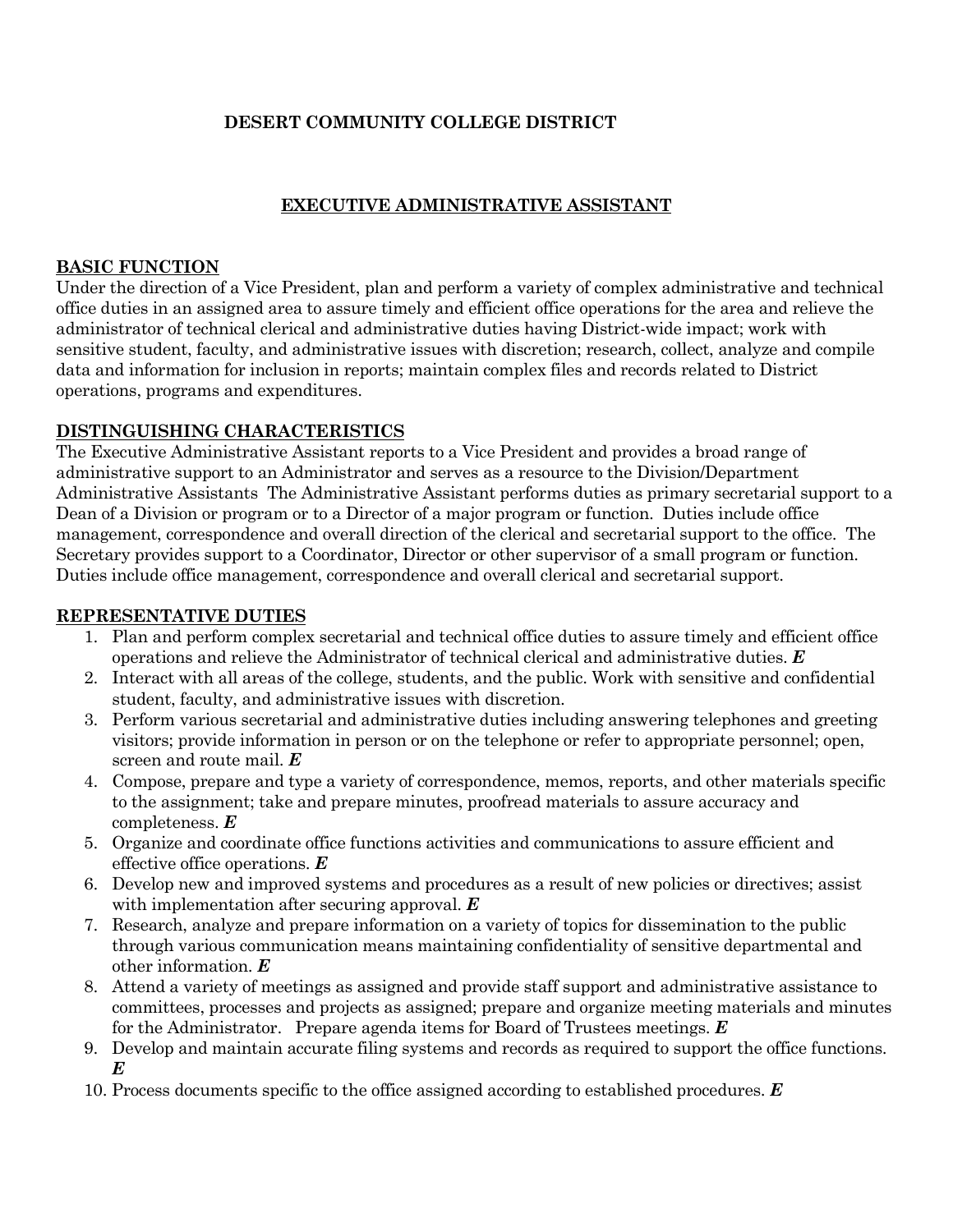# DESERT COMMUNITY COLLEGE DISTRICT

## EXECUTIVE ADMINISTRATIVE ASSISTANT

### BASIC FUNCTION

Under the direction of a Vice President, plan and perform a variety of complex administrative and technical office duties in an assigned area to assure timely and efficient office operations for the area and relieve the administrator of technical clerical and administrative duties having District-wide impact; work with sensitive student, faculty, and administrative issues with discretion; research, collect, analyze and compile data and information for inclusion in reports; maintain complex files and records related to District operations, programs and expenditures.

### DISTINGUISHING CHARACTERISTICS

The Executive Administrative Assistant reports to a Vice President and provides a broad range of administrative support to an Administrator and serves as a resource to the Division/Department Administrative Assistants The Administrative Assistant performs duties as primary secretarial support to a Dean of a Division or program or to a Director of a major program or function. Duties include office management, correspondence and overall direction of the clerical and secretarial support to the office. The Secretary provides support to a Coordinator, Director or other supervisor of a small program or function. Duties include office management, correspondence and overall clerical and secretarial support.

### REPRESENTATIVE DUTIES

1. Plan and perform complex secretarial and technical office duties to assure timely and efficient office operations and relieve the Administrator of technical clerical and administrative duties. ***E***
2. Interact with all areas of the college, students, and the public. Work with sensitive and confidential student, faculty, and administrative issues with discretion.
3. Perform various secretarial and administrative duties including answering telephones and greeting visitors; provide information in person or on the telephone or refer to appropriate personnel; open, screen and route mail. ***E***
4. Compose, prepare and type a variety of correspondence, memos, reports, and other materials specific to the assignment; take and prepare minutes, proofread materials to assure accuracy and completeness. ***E***
5. Organize and coordinate office functions activities and communications to assure efficient and effective office operations. ***E***
6. Develop new and improved systems and procedures as a result of new policies or directives; assist with implementation after securing approval. ***E***
7. Research, analyze and prepare information on a variety of topics for dissemination to the public through various communication means maintaining confidentiality of sensitive departmental and other information. ***E***
8. Attend a variety of meetings as assigned and provide staff support and administrative assistance to committees, processes and projects as assigned; prepare and organize meeting materials and minutes for the Administrator. Prepare agenda items for Board of Trustees meetings. ***E***
9. Develop and maintain accurate filing systems and records as required to support the office functions. ***E***
10. Process documents specific to the office assigned according to established procedures. ***E***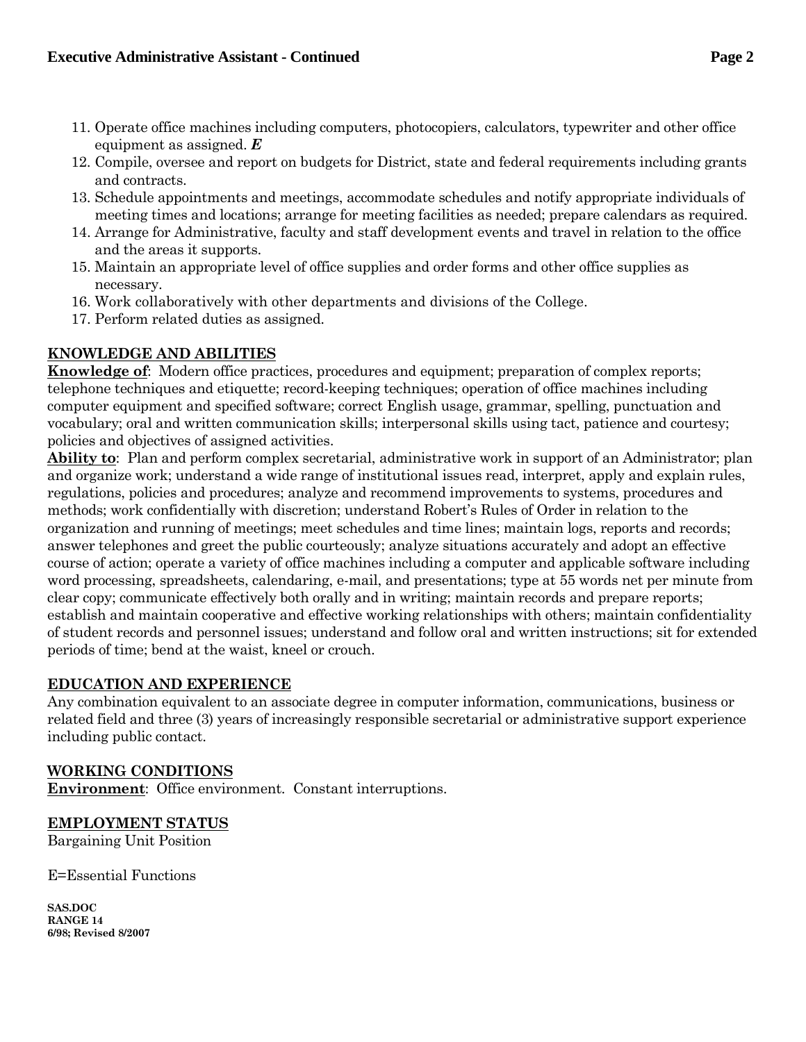11. Operate office machines including computers, photocopiers, calculators, typewriter and other office equipment as assigned. ***E***
12. Compile, oversee and report on budgets for District, state and federal requirements including grants and contracts.
13. Schedule appointments and meetings, accommodate schedules and notify appropriate individuals of meeting times and locations; arrange for meeting facilities as needed; prepare calendars as required.
14. Arrange for Administrative, faculty and staff development events and travel in relation to the office and the areas it supports.
15. Maintain an appropriate level of office supplies and order forms and other office supplies as necessary.
16. Work collaboratively with other departments and divisions of the College.
17. Perform related duties as assigned.

## KNOWLEDGE AND ABILITIES

**Knowledge of**: Modern office practices, procedures and equipment; preparation of complex reports; telephone techniques and etiquette; record-keeping techniques; operation of office machines including computer equipment and specified software; correct English usage, grammar, spelling, punctuation and vocabulary; oral and written communication skills; interpersonal skills using tact, patience and courtesy; policies and objectives of assigned activities.

**Ability to**: Plan and perform complex secretarial, administrative work in support of an Administrator; plan and organize work; understand a wide range of institutional issues read, interpret, apply and explain rules, regulations, policies and procedures; analyze and recommend improvements to systems, procedures and methods; work confidentially with discretion; understand Robert's Rules of Order in relation to the organization and running of meetings; meet schedules and time lines; maintain logs, reports and records; answer telephones and greet the public courteously; analyze situations accurately and adopt an effective course of action; operate a variety of office machines including a computer and applicable software including word processing, spreadsheets, calendaring, e-mail, and presentations; type at 55 words net per minute from clear copy; communicate effectively both orally and in writing; maintain records and prepare reports; establish and maintain cooperative and effective working relationships with others; maintain confidentiality of student records and personnel issues; understand and follow oral and written instructions; sit for extended periods of time; bend at the waist, kneel or crouch.

## EDUCATION AND EXPERIENCE

Any combination equivalent to an associate degree in computer information, communications, business or related field and three (3) years of increasingly responsible secretarial or administrative support experience including public contact.

## WORKING CONDITIONS

**Environment**: Office environment. Constant interruptions.

## EMPLOYMENT STATUS

Bargaining Unit Position

E=Essential Functions

**SAS.DOC**
**RANGE 14**
**6/98; Revised 8/2007**